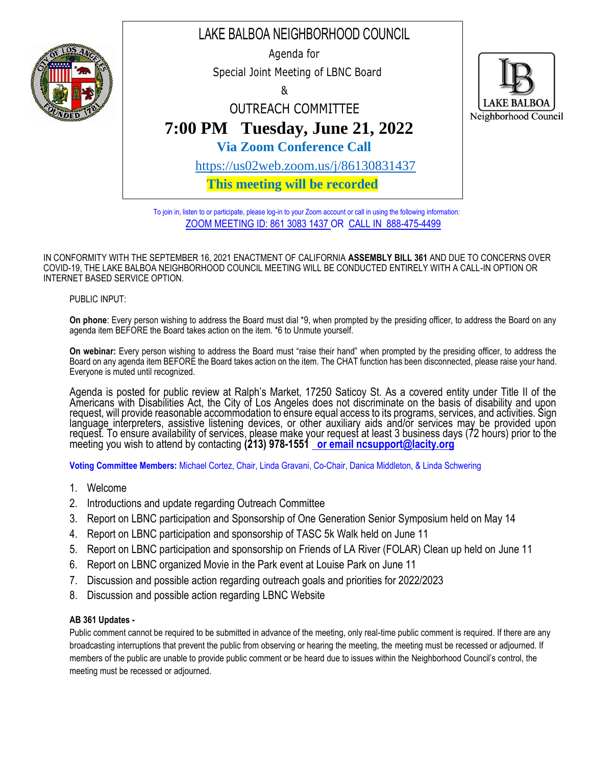# LAKE BALBOA NEIGHBORHOOD COUNCIL

Agenda for

Special Joint Meeting of LBNC Board

&

OUTREACH COMMITTEE

**7:00 PM Tuesday, June 21, 2022**

**Via Zoom Conference Call**

https://us02web.zoom.us/j/86130831437

**This meeting will be recorded**

LAKE BALBOA Neighborhood Council

To join in, listen to or participate, please log-in to your Zoom account or call in using the following information:
ZOOM MEETING ID: 861 3083 1437 OR CALL IN 888-475-4499

IN CONFORMITY WITH THE SEPTEMBER 16, 2021 ENACTMENT OF CALIFORNIA **ASSEMBLY BILL 361** AND DUE TO CONCERNS OVER COVID-19, THE LAKE BALBOA NEIGHBORHOOD COUNCIL MEETING WILL BE CONDUCTED ENTIRELY WITH A CALL-IN OPTION OR INTERNET BASED SERVICE OPTION.

PUBLIC INPUT:

**On phone**: Every person wishing to address the Board must dial *9, when prompted by the presiding officer, to address the Board on any agenda item BEFORE the Board takes action on the item. *6 to Unmute yourself.

**On webinar:** Every person wishing to address the Board must "raise their hand" when prompted by the presiding officer, to address the Board on any agenda item BEFORE the Board takes action on the item. The CHAT function has been disconnected, please raise your hand. Everyone is muted until recognized.

Agenda is posted for public review at Ralph's Market, 17250 Saticoy St. As a covered entity under Title II of the Americans with Disabilities Act, the City of Los Angeles does not discriminate on the basis of disability and upon request, will provide reasonable accommodation to ensure equal access to its programs, services, and activities. Sign language interpreters, assistive listening devices, or other auxiliary aids and/or services may be provided upon request. To ensure availability of services, please make your request at least 3 business days (72 hours) prior to the meeting you wish to attend by contacting **(213) 978-1551** **or email ncsupport@lacity.org**

**Voting Committee Members:** Michael Cortez, Chair, Linda Gravani, Co-Chair, Danica Middleton, & Linda Schwering

1. Welcome
2. Introductions and update regarding Outreach Committee
3. Report on LBNC participation and Sponsorship of One Generation Senior Symposium held on May 14
4. Report on LBNC participation and sponsorship of TASC 5k Walk held on June 11
5. Report on LBNC participation and sponsorship on Friends of LA River (FOLAR) Clean up held on June 11
6. Report on LBNC organized Movie in the Park event at Louise Park on June 11
7. Discussion and possible action regarding outreach goals and priorities for 2022/2023
8. Discussion and possible action regarding LBNC Website

**AB 361 Updates -**

Public comment cannot be required to be submitted in advance of the meeting, only real-time public comment is required. If there are any broadcasting interruptions that prevent the public from observing or hearing the meeting, the meeting must be recessed or adjourned. If members of the public are unable to provide public comment or be heard due to issues within the Neighborhood Council's control, the meeting must be recessed or adjourned.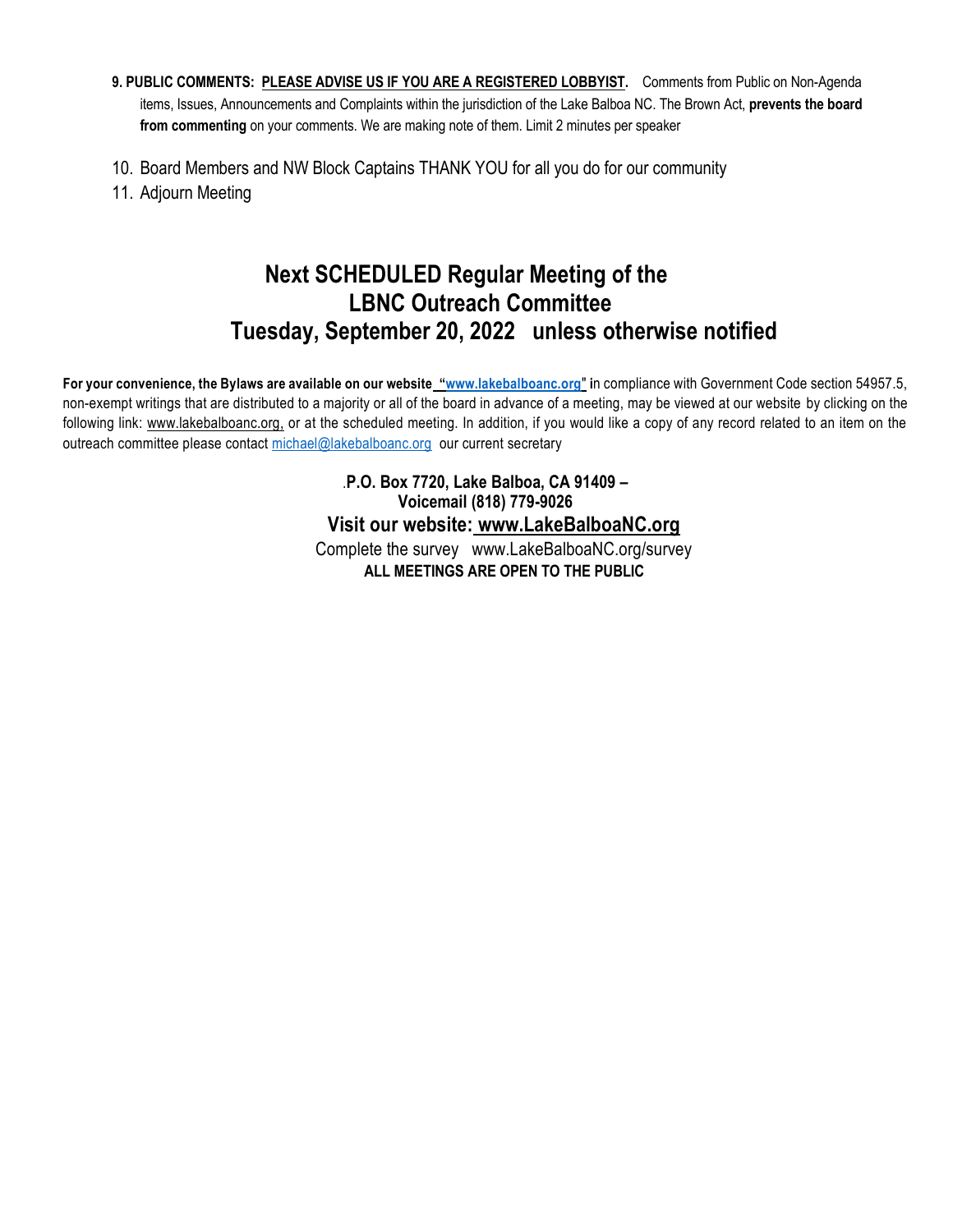9. **PUBLIC COMMENTS: PLEASE ADVISE US IF YOU ARE A REGISTERED LOBBYIST.** Comments from Public on Non-Agenda items, Issues, Announcements and Complaints within the jurisdiction of the Lake Balboa NC. The Brown Act, **prevents the board from commenting** on your comments. We are making note of them. Limit 2 minutes per speaker

10. Board Members and NW Block Captains THANK YOU for all you do for our community
11. Adjourn Meeting

## Next SCHEDULED Regular Meeting of the LBNC Outreach Committee Tuesday, September 20, 2022 unless otherwise notified

**For your convenience, the Bylaws are available on our website "www.lakebalboanc.org"** in compliance with Government Code section 54957.5, non-exempt writings that are distributed to a majority or all of the board in advance of a meeting, may be viewed at our website by clicking on the following link: www.lakebalboanc.org, or at the scheduled meeting. In addition, if you would like a copy of any record related to an item on the outreach committee please contact michael@lakebalboanc.org our current secretary

**.P.O. Box 7720, Lake Balboa, CA 91409 –**
**Voicemail (818) 779-9026**
**Visit our website: www.LakeBalboaNC.org**
Complete the survey www.LakeBalboaNC.org/survey
**ALL MEETINGS ARE OPEN TO THE PUBLIC**